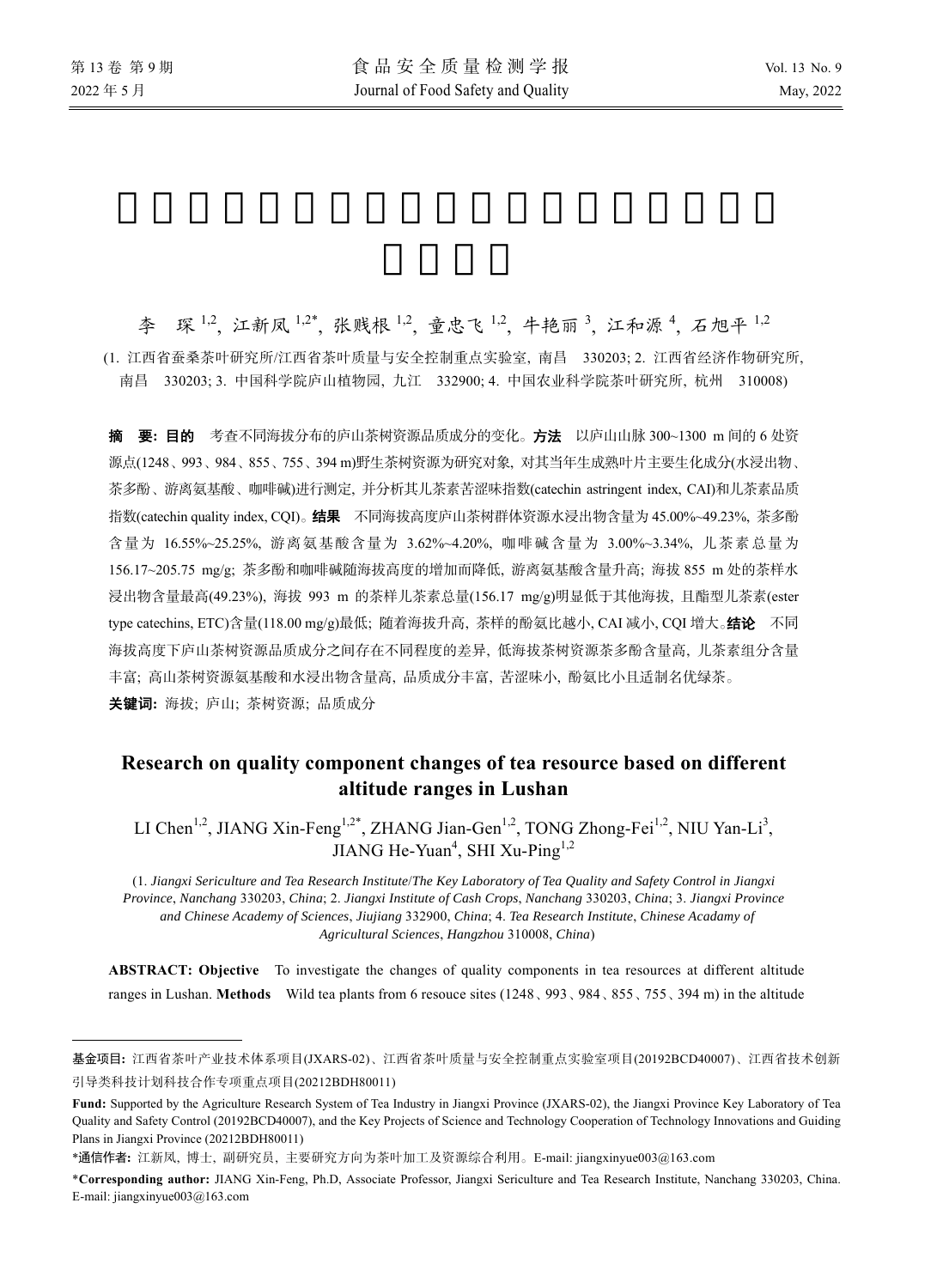李　琛[1,2], 江新凤[1,2*], 张贱根[1,2], 童忠飞[1,2], 牛艳丽[3], 江和源[4], 石旭平[1,2]

(1. 江西省蚕桑茶叶研究所/江西省茶叶质量与安全控制重点实验室, 南昌　330203; 2. 江西省经济作物研究所, 南昌　330203; 3. 中国科学院庐山植物园, 九江　332900; 4. 中国农业科学院茶叶研究所, 杭州　310008)

**摘　要: 目的**　考查不同海拔分布的庐山茶树资源品质成分的变化。**方法**　以庐山山脉 300~1300 m 间的 6 处资源点(1248、993、984、855、755、394 m)野生茶树资源为研究对象, 对其当年生成熟叶片主要生化成分(水浸出物、茶多酚、游离氨基酸、咖啡碱)进行测定, 并分析其儿茶素苦涩味指数(catechin astringent index, CAI)和儿茶素品质指数(catechin quality index, CQI)。**结果**　不同海拔高度庐山茶树群体资源水浸出物含量为 45.00%~49.23%, 茶多酚含量为 16.55%~25.25%, 游离氨基酸含量为 3.62%~4.20%, 咖啡碱含量为 3.00%~3.34%, 儿茶素总量为 156.17~205.75 mg/g; 茶多酚和咖啡碱随海拔高度的增加而降低, 游离氨基酸含量升高; 海拔 855 m 处的茶样水浸出物含量最高(49.23%), 海拔 993 m 的茶样儿茶素总量(156.17 mg/g)明显低于其他海拔, 且酯型儿茶素(ester type catechins, ETC)含量(118.00 mg/g)最低; 随着海拔升高, 茶样的酚氨比越小, CAI 减小, CQI 增大。**结论**　不同海拔高度下庐山茶树资源品质成分之间存在不同程度的差异, 低海拔茶树资源茶多酚含量高, 儿茶素组分含量丰富; 高山茶树资源氨基酸和水浸出物含量高, 品质成分丰富, 苦涩味小, 酚氨比小且适制名优绿茶。

**关键词:** 海拔; 庐山; 茶树资源; 品质成分

## Research on quality component changes of tea resource based on different altitude ranges in Lushan

LI Chen[1,2], JIANG Xin-Feng[1,2*], ZHANG Jian-Gen[1,2], TONG Zhong-Fei[1,2], NIU Yan-Li[3], JIANG He-Yuan[4], SHI Xu-Ping[1,2]

(1. *Jiangxi Sericulture and Tea Research Institute*/*The Key Laboratory of Tea Quality and Safety Control in Jiangxi Province*, *Nanchang* 330203, *China*; 2. *Jiangxi Institute of Cash Crops*, *Nanchang* 330203, *China*; 3. *Jiangxi Province and Chinese Academy of Sciences*, *Jiujiang* 332900, *China*; 4. *Tea Research Institute*, *Chinese Acadamy of Agricultural Sciences*, *Hangzhou* 310008, *China*)

**ABSTRACT: Objective**　To investigate the changes of quality components in tea resources at different altitude ranges in Lushan. **Methods**　Wild tea plants from 6 resouce sites (1248、993、984、855、755、394 m) in the altitude

---

**基金项目:** 江西省茶叶产业技术体系项目(JXARS-02)、江西省茶叶质量与安全控制重点实验室项目(20192BCD40007)、江西省技术创新引导类科技计划科技合作专项重点项目(20212BDH80011)

**Fund:** Supported by the Agriculture Research System of Tea Industry in Jiangxi Province (JXARS-02), the Jiangxi Province Key Laboratory of Tea Quality and Safety Control (20192BCD40007), and the Key Projects of Science and Technology Cooperation of Technology Innovations and Guiding Plans in Jiangxi Province (20212BDH80011)

***通信作者:** 江新凤, 博士, 副研究员, 主要研究方向为茶叶加工及资源综合利用。E-mail: jiangxinyue003@163.com

***Corresponding author:** JIANG Xin-Feng, Ph.D, Associate Professor, Jiangxi Sericulture and Tea Research Institute, Nanchang 330203, China. E-mail: jiangxinyue003@163.com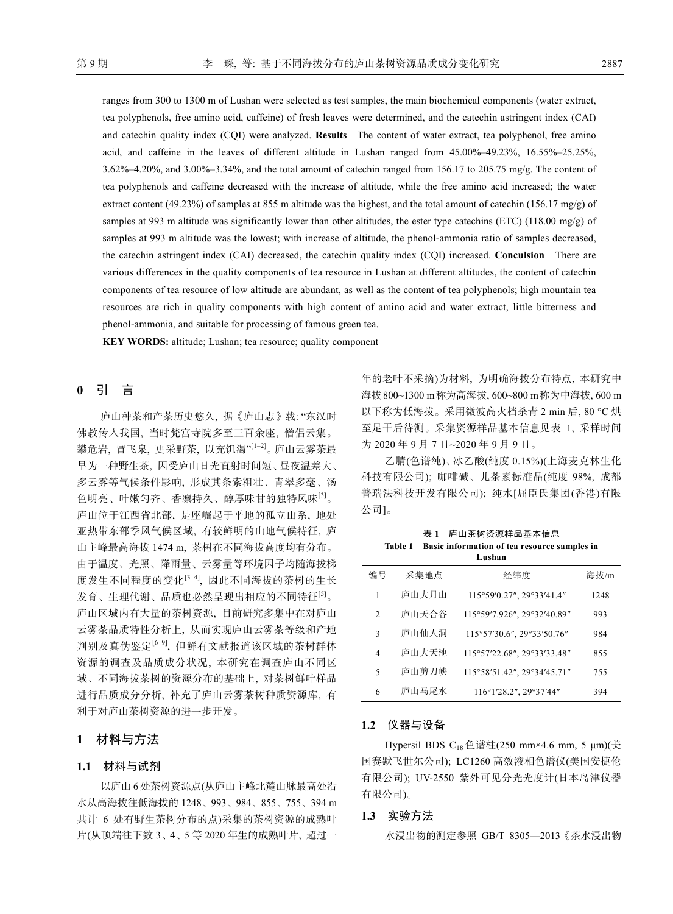ranges from 300 to 1300 m of Lushan were selected as test samples, the main biochemical components (water extract, tea polyphenols, free amino acid, caffeine) of fresh leaves were determined, and the catechin astringent index (CAI) and catechin quality index (CQI) were analyzed. **Results** The content of water extract, tea polyphenol, free amino acid, and caffeine in the leaves of different altitude in Lushan ranged from 45.00%–49.23%, 16.55%–25.25%, 3.62%–4.20%, and 3.00%–3.34%, and the total amount of catechin ranged from 156.17 to 205.75 mg/g. The content of tea polyphenols and caffeine decreased with the increase of altitude, while the free amino acid increased; the water extract content (49.23%) of samples at 855 m altitude was the highest, and the total amount of catechin (156.17 mg/g) of samples at 993 m altitude was significantly lower than other altitudes, the ester type catechins (ETC) (118.00 mg/g) of samples at 993 m altitude was the lowest; with increase of altitude, the phenol-ammonia ratio of samples decreased, the catechin astringent index (CAI) decreased, the catechin quality index (CQI) increased. **Conculsion** There are various differences in the quality components of tea resource in Lushan at different altitudes, the content of catechin components of tea resource of low altitude are abundant, as well as the content of tea polyphenols; high mountain tea resources are rich in quality components with high content of amino acid and water extract, little bitterness and phenol-ammonia, and suitable for processing of famous green tea.

**KEY WORDS:** altitude; Lushan; tea resource; quality component

## 0 引 言

庐山种茶和产茶历史悠久, 据《庐山志》载: "东汉时佛教传入我国, 当时梵宫寺院多至三百余座, 僧侣云集。攀危岩, 冒飞泉, 更采野茶, 以充饥渴"[1–2]。庐山云雾茶最早为一种野生茶, 因受庐山日光直射时间短、昼夜温差大、多云雾等气候条件影响, 形成其条索粗壮、青翠多毫、汤色明亮、叶嫩匀齐、香凛持久、醇厚味甘的独特风味[3]。庐山位于江西省北部, 是座崛起于平地的孤立山系, 地处亚热带东部季风气候区域, 有较鲜明的山地气候特征, 庐山主峰最高海拔 1474 m, 茶树在不同海拔高度均有分布。由于温度、光照、降雨量、云雾量等环境因子均随海拔梯度发生不同程度的变化[3–4], 因此不同海拔的茶树的生长发育、生理代谢、品质也必然呈现出相应的不同特征[5]。庐山区域内有大量的茶树资源, 目前研究多集中在对庐山云雾茶品质特性分析上, 从而实现庐山云雾茶等级和产地判别及真伪鉴定[6–9], 但鲜有文献报道该区域的茶树群体资源的调查及品质成分状况, 本研究在调查庐山不同区域、不同海拔茶树的资源分布的基础上, 对茶树鲜叶样品进行品质成分分析, 补充了庐山云雾茶树种质资源库, 有利于对庐山茶树资源的进一步开发。

## 1 材料与方法

### 1.1 材料与试剂

以庐山 6 处茶树资源点(从庐山主峰北麓山脉最高处沿水从高海拔往低海拔的 1248、993、984、855、755、394 m 共计 6 处有野生茶树分布的点)采集的茶树资源的成熟叶片(从顶端往下数 3、4、5 等 2020 年生的成熟叶片, 超过一年的老叶不采摘)为材料, 为明确海拔分布特点, 本研究中海拔 800~1300 m 称为高海拔, 600~800 m 称为中海拔, 600 m 以下称为低海拔。采用微波高火档杀青 2 min 后, 80 °C 烘至足干后待测。采集资源样品基本信息见表 1, 采样时间为 2020 年 9 月 7 日~2020 年 9 月 9 日。

乙腈(色谱纯)、冰乙酸(纯度 0.15%)(上海麦克林生化科技有限公司); 咖啡碱、儿茶素标准品(纯度 98%, 成都普瑞法科技开发有限公司); 纯水[屈臣氏集团(香港)有限公司]。

表 1 庐山茶树资源样品基本信息

Table 1 Basic information of tea resource samples in Lushan

| 编号 | 采集地点 | 经纬度 | 海拔/m |
|---|---|---|---|
| 1 | 庐山大月山 | 115°59′0.27″, 29°33′41.4″ | 1248 |
| 2 | 庐山天合谷 | 115°59′7.926″, 29°32′40.89″ | 993 |
| 3 | 庐山仙人洞 | 115°57′30.6″, 29°33′50.76″ | 984 |
| 4 | 庐山大天池 | 115°57′22.68″, 29°33′33.48″ | 855 |
| 5 | 庐山剪刀峡 | 115°58′51.42″, 29°34′45.71″ | 755 |
| 6 | 庐山马尾水 | 116°1′28.2″, 29°37′44″ | 394 |

### 1.2 仪器与设备

Hypersil BDS $C_{18}$ 色谱柱(250 mm×4.6 mm, 5 μm)(美国赛默飞世尔公司); LC1260 高效液相色谱仪(美国安捷伦有限公司); UV-2550 紫外可见分光光度计(日本岛津仪器有限公司)。

### 1.3 实验方法

水浸出物的测定参照 GB/T 8305—2013《茶水浸出物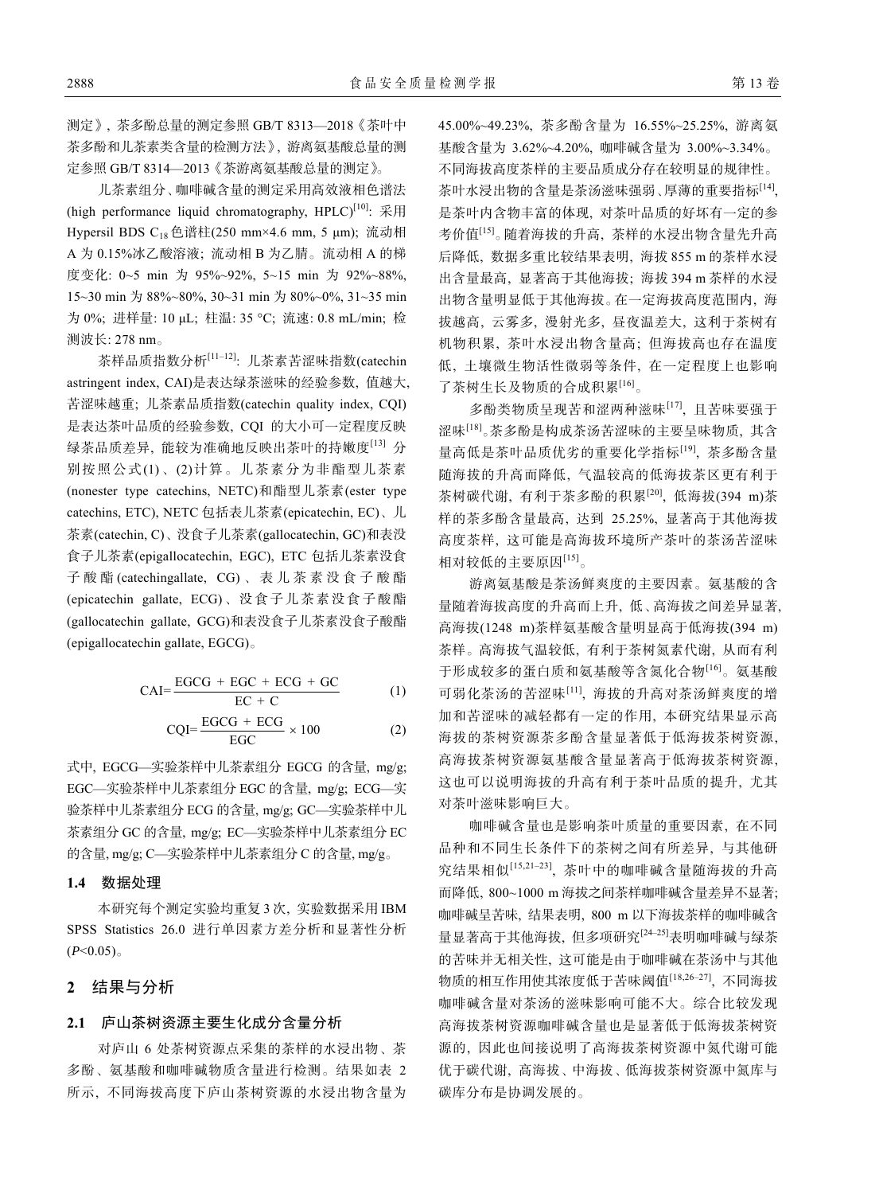测定》，茶多酚总量的测定参照 GB/T 8313—2018《茶叶中茶多酚和儿茶素类含量的检测方法》，游离氨基酸总量的测定参照 GB/T 8314—2013《茶游离氨基酸总量的测定》。

儿茶素组分、咖啡碱含量的测定采用高效液相色谱法(high performance liquid chromatography, HPLC)[10]: 采用 Hypersil BDS $C_{18}$ 色谱柱(250 mm×4.6 mm, 5 μm); 流动相 A 为 0.15%冰乙酸溶液; 流动相 B 为乙腈。流动相 A 的梯度变化: 0~5 min 为 95%~92%, 5~15 min 为 92%~88%, 15~30 min 为 88%~80%, 30~31 min 为 80%~0%, 31~35 min 为 0%; 进样量: 10 μL; 柱温: 35 ℃; 流速: 0.8 mL/min; 检测波长: 278 nm。

茶样品质指数分析[11–12]: 儿茶素苦涩味指数(catechin astringent index, CAI)是表达绿茶滋味的经验参数, 值越大, 苦涩味越重; 儿茶素品质指数(catechin quality index, CQI)是表达茶叶品质的经验参数, CQI 的大小可一定程度反映绿茶品质差异, 能较为准确地反映出茶叶的持嫩度[13] 分别按照公式(1)、(2)计算。儿茶素分为非酯型儿茶素(nonester type catechins, NETC)和酯型儿茶素(ester type catechins, ETC), NETC 包括表儿茶素(epicatechin, EC)、儿茶素(catechin, C)、没食子儿茶素(gallocatechin, GC)和表没食子儿茶素(epigallocatechin, EGC), ETC 包括儿茶素没食子酸酯(catechingallate, CG)、表儿茶素没食子酸酯(epicatechin gallate, ECG)、没食子儿茶素没食子酸酯(gallocatechin gallate, GCG)和表没食子儿茶素没食子酸酯(epigallocatechin gallate, EGCG)。

$$\mathrm{CAI}=\frac{\mathrm{EGCG}+\mathrm{EGC}+\mathrm{ECG}+\mathrm{GC}}{\mathrm{EC}+\mathrm{C}} \tag{1}$$

$$\mathrm{CQI}=\frac{\mathrm{EGCG}+\mathrm{ECG}}{\mathrm{EGC}}\times 100 \tag{2}$$

式中, EGCG—实验茶样中儿茶素组分 EGCG 的含量, mg/g; EGC—实验茶样中儿茶素组分 EGC 的含量, mg/g; ECG—实验茶样中儿茶素组分 ECG 的含量, mg/g; GC—实验茶样中儿茶素组分 GC 的含量, mg/g; EC—实验茶样中儿茶素组分 EC 的含量, mg/g; C—实验茶样中儿茶素组分 C 的含量, mg/g。

### 1.4 数据处理

本研究每个测定实验均重复 3 次, 实验数据采用 IBM SPSS Statistics 26.0 进行单因素方差分析和显著性分析($P<0.05$)。

## 2 结果与分析

### 2.1 庐山茶树资源主要生化成分含量分析

对庐山 6 处茶树资源点采集的茶样的水浸出物、茶多酚、氨基酸和咖啡碱物质含量进行检测。结果如表 2 所示, 不同海拔高度下庐山茶树资源的水浸出物含量为 45.00%~49.23%, 茶多酚含量为 16.55%~25.25%, 游离氨基酸含量为 3.62%~4.20%, 咖啡碱含量为 3.00%~3.34%。不同海拔高度茶样的主要品质成分存在较明显的规律性。茶叶水浸出物的含量是茶汤滋味强弱、厚薄的重要指标[14], 是茶叶内含物丰富的体现, 对茶叶品质的好坏有一定的参考价值[15]。随着海拔的升高, 茶样的水浸出物含量先升高后降低, 数据多重比较结果表明, 海拔 855 m 的茶样水浸出含量最高, 显著高于其他海拔; 海拔 394 m 茶样的水浸出物含量明显低于其他海拔。在一定海拔高度范围内, 海拔越高, 云雾多, 漫射光多, 昼夜温差大, 这利于茶树有机物积累, 茶叶水浸出物含量高; 但海拔高也存在温度低, 土壤微生物活性微弱等条件, 在一定程度上也影响了茶树生长及物质的合成积累[16]。

多酚类物质呈现苦和涩两种滋味[17], 且苦味要强于涩味[18]。茶多酚是构成茶汤苦涩味的主要呈味物质, 其含量高低是茶叶品质优劣的重要化学指标[19], 茶多酚含量随海拔的升高而降低, 气温较高的低海拔茶区更有利于茶树碳代谢, 有利于茶多酚的积累[20], 低海拔(394 m)茶样的茶多酚含量最高, 达到 25.25%, 显著高于其他海拔高度茶样, 这可能是高海拔环境所产茶叶的茶汤苦涩味相对较低的主要原因[15]。

游离氨基酸是茶汤鲜爽度的主要因素。氨基酸的含量随着海拔高度的升高而上升, 低、高海拔之间差异显著, 高海拔(1248 m)茶样氨基酸含量明显高于低海拔(394 m)茶样。高海拔气温较低, 有利于茶树氮素代谢, 从而有利于形成较多的蛋白质和氨基酸等含氮化合物[16]。氨基酸可弱化茶汤的苦涩味[11], 海拔的升高对茶汤鲜爽度的增加和苦涩味的减轻都有一定的作用, 本研究结果显示高海拔的茶树资源茶多酚含量显著低于低海拔茶树资源, 高海拔茶树资源氨基酸含量显著高于低海拔茶树资源, 这也可以说明海拔的升高有利于茶叶品质的提升, 尤其对茶叶滋味影响巨大。

咖啡碱含量也是影响茶叶质量的重要因素, 在不同品种和不同生长条件下的茶树之间有所差异, 与其他研究结果相似[15,21–23], 茶叶中的咖啡碱含量随海拔的升高而降低, 800~1000 m 海拔之间茶样咖啡碱含量差异不显著; 咖啡碱呈苦味, 结果表明, 800 m 以下海拔茶样的咖啡碱含量显著高于其他海拔, 但多项研究[24–25]表明咖啡碱与绿茶的苦味并无相关性, 这可能是由于咖啡碱在茶汤中与其他物质的相互作用使其浓度低于苦味阈值[18,26–27], 不同海拔咖啡碱含量对茶汤的滋味影响可能不大。综合比较发现高海拔茶树资源咖啡碱含量也是显著低于低海拔茶树资源的, 因此也间接说明了高海拔茶树资源中氮代谢可能优于碳代谢, 高海拔、中海拔、低海拔茶树资源中氮库与碳库分布是协调发展的。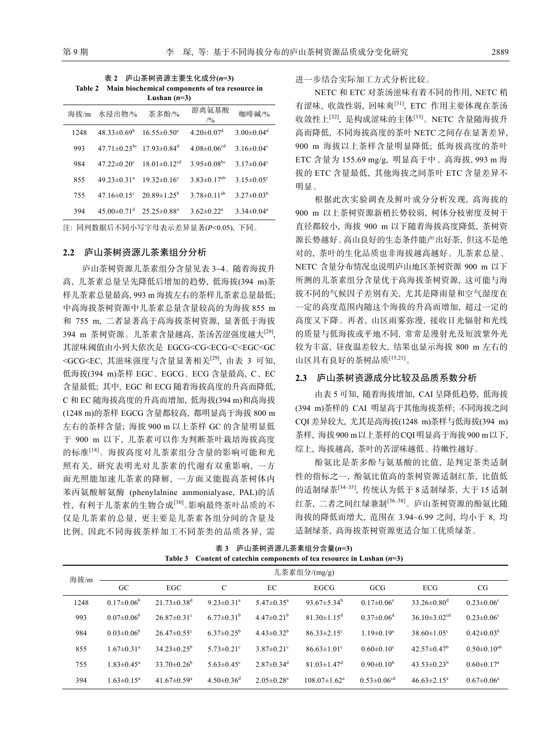**表 2　庐山茶树资源主要生化成分(*n*=3)**

**Table 2　Main biochemical components of tea resource in Lushan (*n*=3)**

| 海拔/m | 水浸出物/% | 茶多酚/% | 游离氨基酸/% | 咖啡碱/% |
|---|---|---|---|---|
| 1248 | 48.33±0.69$^{b}$ | 16.55±0.50$^{e}$ | 4.20±0.07$^{d}$ | 3.00±0.04$^{d}$ |
| 993 | 47.71±0.23$^{bc}$ | 17.93±0.84$^{d}$ | 4.08±0.06$^{cd}$ | 3.16±0.04$^{c}$ |
| 984 | 47.22±0.20$^{c}$ | 18.01±0.12$^{cd}$ | 3.95±0.08$^{bc}$ | 3.17±0.04$^{c}$ |
| 855 | 49.23±0.31$^{a}$ | 19.32±0.16$^{c}$ | 3.83±0.17$^{ab}$ | 3.15±0.05$^{c}$ |
| 755 | 47.16±0.15$^{c}$ | 20.89±1.25$^{b}$ | 3.78±0.11$^{ab}$ | 3.27±0.03$^{b}$ |
| 394 | 45.00±0.71$^{d}$ | 25.25±0.88$^{a}$ | 3.62±0.22$^{a}$ | 3.34±0.04$^{a}$ |

注：同列数据后不同小写字母表示差异显著($P$<0.05)，下同。

## 2.2　庐山茶树资源儿茶素组分分析

庐山茶树资源儿茶素组分含量见表 3~4。随着海拔升高，儿茶素总量呈先降低后增加的趋势，低海拔(394 m)茶样儿茶素总量最高，993 m 海拔左右的茶样儿茶素总量最低；中高海拔茶树资源中儿茶素总量含量较高的为海拔 855 m 和 755 m，二者显著高于高海拔茶树资源，显著低于海拔 394 m 茶树资源。儿茶素含量越高，茶汤苦涩强度越大[28]，其涩味阈值由小到大依次是 EGCG<CG<ECG<C<EGC<GC<GCG<EC，其滋味强度与含量显著相关[29]，由表 3 可知，低海拔(394 m)茶样 EGC、EGCG、ECG 含量最高，C、EC 含量最低；其中，EGC 和 ECG 随着海拔高度的升高而降低，C 和 EC 随海拔高度的升高而增加，低海拔(394 m)和高海拔(1248 m)的茶样 EGCG 含量都较高，都明显高于海拔 800 m 左右的茶样含量；海拔 900 m 以上茶样 GC 的含量明显低于 900 m 以下，儿茶素可以作为判断茶叶栽培海拔高度的标准[18]。海拔高度对儿茶素组分含量的影响可能和光照有关，研究表明光对儿茶素的代谢有双重影响，一方面光照能加速儿茶素的降解，一方面又能提高茶树体内苯丙氨酸解氨酶 (phenylalnine ammonialyase, PAL)的活性，有利于儿茶素的生物合成[30]。影响最终茶叶品质的不仅是儿茶素的总量，更主要是儿茶素各组分间的含量及比例，因此不同海拔茶样加工不同茶类的品质各异，需进一步结合实际加工方式分析比较。

NETC 和 ETC 对茶汤滋味有着不同的作用，NETC 稍有涩味，收敛性弱，回味爽[31]，ETC 作用主要体现在茶汤收敛性上[32]，是构成涩味的主体[33]。NETC 含量随海拔升高而降低，不同海拔高度的茶叶 NETC 之间存在显著差异，900 m 海拔以上茶样含量明显降低；低海拔高度的茶叶 ETC 含量为 155.69 mg/g，明显高于中、高海拔，993 m 海拔的 ETC 含量最低，其他海拔之间茶叶 ETC 含量差异不明显。

根据此次实验调查及鲜叶成分分析发现，高海拔的 900 m 以上茶树资源新梢长势较弱，树体分枝密度及树干直径都较小，海拔 900 m 以下随着海拔高度降低，茶树资源长势越好。高山良好的生态条件能产出好茶，但这不是绝对的，茶叶的生化品质也非海拔越高越好。儿茶素总量、NETC 含量分布情况也说明庐山地区茶树资源 900 m 以下所测的儿茶素组分含量优于高海拔茶树资源，这可能与海拔不同的气候因子差别有关，尤其是降雨量和空气湿度在一定的高度范围内随这个海拔的升高而增加，超过一定的高度又下降。再者，山区雨雾弥漫，接收日光辐射和光线的质量与低海拔或平地不同，常常是漫射光及短波紫外光较为丰富，昼夜温差较大，结果也显示海拔 800 m 左右的山区具有良好的茶树品质[15,21]。

## 2.3　庐山茶树资源成分比较及品质系数分析

由表 5 可知，随着海拔增加，CAI 呈降低趋势，低海拔(394 m)茶样的 CAI 明显高于其他海拔茶样；不同海拔之间 CQI 差异较大，尤其是高海拔(1248 m)茶样与低海拔(394 m)茶样，海拔 900 m 以上茶样的 CQI 明显高于海拔 900 m 以下，综上，海拔越高，茶叶的苦涩味越低、持嫩性越好。

酚氨比是茶多酚与氨基酸的比值，是判定茶类适制性的指标之一，酚氨比值高的茶树资源适制红茶，比值低的适制绿茶[34–35]，传统认为低于 8 适制绿茶，大于 15 适制红茶，二者之间红绿兼制[36–38]。庐山茶树资源的酚氨比随海拔的降低而增大，范围在 3.94~6.99 之间，均小于 8，均适制绿茶，高海拔茶树资源更适合加工优质绿茶。

**表 3　庐山茶树资源儿茶素组分含量(*n*=3)**

**Table 3　Content of catechin components of tea resource in Lushan (*n*=3)**

| 海拔/m | 儿茶素组分/(mg/g) | | | | | | | |
|---|---|---|---|---|---|---|---|---|
| | GC | EGC | C | EC | EGCG | GCG | ECG | CG |
| 1248 | 0.17±0.06$^{b}$ | 21.73±0.38$^{d}$ | 9.23±0.31$^{a}$ | 5.47±0.35$^{a}$ | 93.67±5.34$^{b}$ | 0.17±0.06$^{e}$ | 33.26±0.80$^{d}$ | 0.23±0.06$^{c}$ |
| 993 | 0.07±0.06$^{b}$ | 26.87±0.31$^{c}$ | 6.77±0.31$^{b}$ | 4.47±0.21$^{b}$ | 81.30±1.15$^{d}$ | 0.37±0.06$^{d}$ | 36.10±3.02$^{cd}$ | 0.23±0.06$^{c}$ |
| 984 | 0.03±0.06$^{b}$ | 26.47±0.55$^{c}$ | 6.37±0.25$^{b}$ | 4.43±0.32$^{b}$ | 86.33±2.15$^{c}$ | 1.19±0.19$^{a}$ | 38.60±1.05$^{c}$ | 0.42±0.03$^{b}$ |
| 855 | 1.67±0.31$^{a}$ | 34.23±0.25$^{b}$ | 5.73±0.21$^{c}$ | 3.87±0.21$^{c}$ | 86.63±1.01$^{c}$ | 0.60±0.10$^{c}$ | 42.57±0.47$^{b}$ | 0.50±0.10$^{ab}$ |
| 755 | 1.83±0.45$^{a}$ | 33.70±0.26$^{b}$ | 5.63±0.45$^{c}$ | 2.87±0.34$^{d}$ | 81.03±1.47$^{d}$ | 0.90±0.10$^{b}$ | 43.53±0.23$^{b}$ | 0.60±0.17$^{a}$ |
| 394 | 1.63±0.15$^{a}$ | 41.67±0.59$^{a}$ | 4.50±0.36$^{d}$ | 2.05±0.28$^{e}$ | 108.07±1.62$^{a}$ | 0.53±0.06$^{cd}$ | 46.63±2.15$^{a}$ | 0.67±0.06$^{a}$ |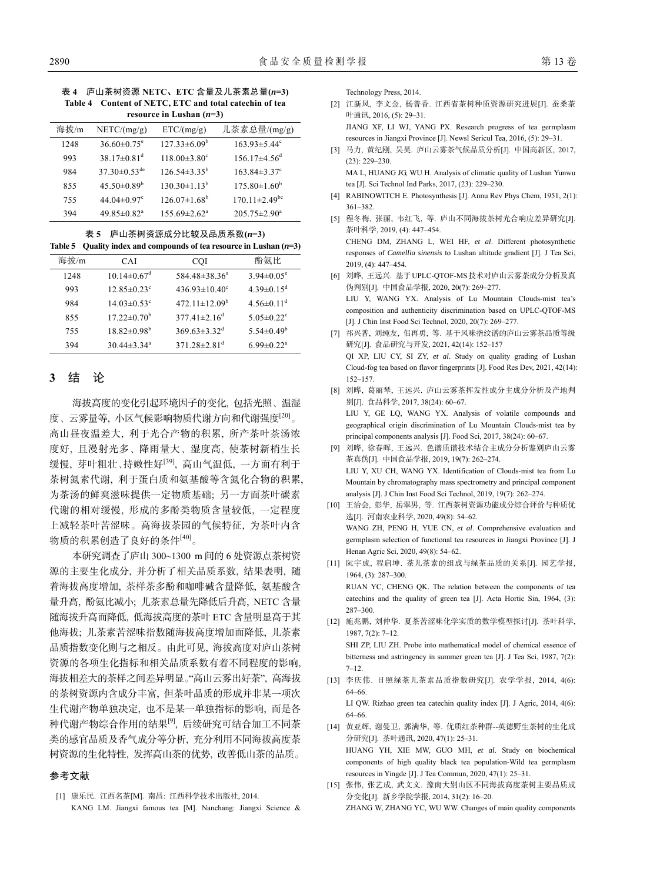**表 4　庐山茶树资源 NETC、ETC 含量及儿茶素总量($n$=3)**
**Table 4　Content of NETC, ETC and total catechin of tea resource in Lushan ($n$=3)**

| 海拔/m | NETC/(mg/g) | ETC/(mg/g) | 儿茶素总量/(mg/g) |
|---|---|---|---|
| 1248 | 36.60±0.75$^{e}$ | 127.33±6.09$^{b}$ | 163.93±5.44$^{c}$ |
| 993 | 38.17±0.81$^{d}$ | 118.00±3.80$^{c}$ | 156.17±4.56$^{d}$ |
| 984 | 37.30±0.53$^{de}$ | 126.54±3.35$^{b}$ | 163.84±3.37$^{c}$ |
| 855 | 45.50±0.89$^{b}$ | 130.30±1.13$^{b}$ | 175.80±1.60$^{b}$ |
| 755 | 44.04±0.97$^{c}$ | 126.07±1.68$^{b}$ | 170.11±2.49$^{bc}$ |
| 394 | 49.85±0.82$^{a}$ | 155.69±2.62$^{a}$ | 205.75±2.90$^{a}$ |

**表 5　庐山茶树资源成分比较及品质系数($n$=3)**
**Table 5　Quality index and compounds of tea resource in Lushan ($n$=3)**

| 海拔/m | CAI | CQI | 酚氨比 |
|---|---|---|---|
| 1248 | 10.14±0.67$^{d}$ | 584.48±38.36$^{a}$ | 3.94±0.05$^{e}$ |
| 993 | 12.85±0.23$^{c}$ | 436.93±10.40$^{c}$ | 4.39±0.15$^{d}$ |
| 984 | 14.03±0.53$^{c}$ | 472.11±12.09$^{b}$ | 4.56±0.11$^{d}$ |
| 855 | 17.22±0.70$^{b}$ | 377.41±2.16$^{d}$ | 5.05±0.22$^{c}$ |
| 755 | 18.82±0.98$^{b}$ | 369.63±3.32$^{d}$ | 5.54±0.49$^{b}$ |
| 394 | 30.44±3.34$^{a}$ | 371.28±2.81$^{d}$ | 6.99±0.22$^{a}$ |

## 3　结　论

海拔高度的变化引起环境因子的变化, 包括光照、温湿度、云雾量等, 小区气候影响物质代谢方向和代谢强度[20]。高山昼夜温差大, 利于光合产物的积累, 所产茶叶茶汤浓度好, 且漫射光多、降雨量大、湿度高, 使茶树新梢生长缓慢, 芽叶粗壮、持嫩性好[39], 高山气温低, 一方面有利于茶树氮素代谢, 利于蛋白质和氨基酸等含氮化合物的积累, 为茶汤的鲜爽滋味提供一定物质基础; 另一方面茶叶碳素代谢的相对缓慢, 形成的多酚类物质含量较低, 一定程度上减轻茶叶苦涩味。高海拔茶园的气候特征, 为茶叶内含物质的积累创造了良好的条件[40]。

本研究调查了庐山 300~1300 m 间的 6 处资源点茶树资源的主要生化成分, 并分析了相关品质系数, 结果表明, 随着海拔高度增加, 茶样茶多酚和咖啡碱含量降低, 氨基酸含量升高, 酚氨比减小; 儿茶素总量先降低后升高, NETC 含量随海拔升高而降低, 低海拔高度的茶叶 ETC 含量明显高于其他海拔; 儿茶素苦涩味指数随海拔高度增加而降低, 儿茶素品质指数变化则与之相反。由此可见, 海拔高度对庐山茶树资源的各项生化指标和相关品质系数有着不同程度的影响, 海拔相差大的茶样之间差异明显。"高山云雾出好茶", 高海拔的茶树资源内含成分丰富, 但茶叶品质的形成并非某一项次生代谢产物单独决定, 也不是某一单独指标的影响, 而是各种代谢产物综合作用的结果[9], 后续研究可结合加工不同茶类的感官品质及香气成分等分析, 充分利用不同海拔高度茶树资源的生化特性, 发挥高山茶的优势, 改善低山茶的品质。

## 参考文献

[1] 康乐民. 江西名茶[M]. 南昌: 江西科学技术出版社, 2014.
KANG LM. Jiangxi famous tea [M]. Nanchang: Jiangxi Science & Technology Press, 2014.

[2] 江新凤, 李文金, 杨普香. 江西省茶树种质资源研究进展[J]. 蚕桑茶叶通讯, 2016, (5): 29–31.
JIANG XF, LI WJ, YANG PX. Research progress of tea germplasm resources in Jiangxi Province [J]. Newsl Sericul Tea, 2016, (5): 29–31.

[3] 马力, 黄纪刚, 吴昊. 庐山云雾茶气候品质分析[J]. 中国高新区, 2017, (23): 229–230.
MA L, HUANG JG, WU H. Analysis of climatic quality of Lushan Yunwu tea [J]. Sci Technol Ind Parks, 2017, (23): 229–230.

[4] RABINOWITCH E. Photosynthesis [J]. Annu Rev Phys Chem, 1951, 2(1): 361–382.

[5] 程冬梅, 张丽, 韦红飞, 等. 庐山不同海拔茶树光合响应差异研究[J]. 茶叶科学, 2019, (4): 447–454.
CHENG DM, ZHANG L, WEI HF, *et al*. Different photosynthetic responses of *Camellia sinensis* to Lushan altitude gradient [J]. J Tea Sci, 2019, (4): 447–454.

[6] 刘晔, 王远兴. 基于UPLC-QTOF-MS技术对庐山云雾茶成分分析及真伪判别[J]. 中国食品学报, 2020, 20(7): 269–277.
LIU Y, WANG YX. Analysis of Lu Mountain Clouds-mist tea's composition and authenticity discrimination based on UPLC-QTOF-MS [J]. J Chin Inst Food Sci Technol, 2020, 20(7): 269–277.

[7] 祁兴普, 刘纯友, 佀再勇, 等. 基于风味指纹谱的庐山云雾茶品质等级研究[J]. 食品研究与开发, 2021, 42(14): 152–157
QI XP, LIU CY, SI ZY, *et al*. Study on quality grading of Lushan Cloud-fog tea based on flavor fingerprints [J]. Food Res Dev, 2021, 42(14): 152–157.

[8] 刘晔, 葛丽琴, 王远兴. 庐山云雾茶挥发性成分主成分分析及产地判别[J]. 食品科学, 2017, 38(24): 60–67.
LIU Y, GE LQ, WANG YX. Analysis of volatile compounds and geographical origin discrimination of Lu Mountain Clouds-mist tea by principal components analysis [J]. Food Sci, 2017, 38(24): 60–67.

[9] 刘晔, 徐春晖, 王远兴. 色谱质谱技术结合主成分分析鉴别庐山云雾茶真伪[J]. 中国食品学报, 2019, 19(7): 262–274.
LIU Y, XU CH, WANG YX. Identification of Clouds-mist tea from Lu Mountain by chromatography mass spectrometry and principal component analysis [J]. J Chin Inst Food Sci Technol, 2019, 19(7): 262–274.

[10] 王治会, 彭华, 岳翠男, 等. 江西茶树资源功能成分综合评价与种质优选[J]. 河南农业科学, 2020, 49(8): 54–62.
WANG ZH, PENG H, YUE CN, *et al*. Comprehensive evaluation and germplasm selection of functional tea resources in Jiangxi Province [J]. J Henan Agric Sci, 2020, 49(8): 54–62.

[11] 阮宇成, 程启坤. 茶儿茶素的组成与绿茶品质的关系[J]. 园艺学报, 1964, (3): 287–300.
RUAN YC, CHENG QK. The relation between the components of tea catechins and the quality of green tea [J]. Acta Hortic Sin, 1964, (3): 287–300.

[12] 施兆鹏, 刘仲华. 夏茶苦涩味化学实质的数学模型探讨[J]. 茶叶科学, 1987, 7(2): 7–12.
SHI ZP, LIU ZH. Probe into mathematical model of chemical essence of bitterness and astringency in summer green tea [J]. J Tea Sci, 1987, 7(2): 7–12.

[13] 李庆伟. 日照绿茶儿茶素品质指数研究[J]. 农学学报, 2014, 4(6): 64–66.
LI QW. Rizhao green tea catechin quality index [J]. J Agric, 2014, 4(6): 64–66.

[14] 黄亚辉, 谢曼卫, 郭满华, 等. 优质红茶种群--英德野生茶树的生化成分分析[J]. 茶叶通讯, 2020, 47(1): 25–31.
HUANG YH, XIE MW, GUO MH, *et al*. Study on biochemical components of high quality black tea population-Wild tea germplasm resources in Yingde [J]. J Tea Commun, 2020, 47(1): 25–31.

[15] 张伟, 张艺成, 武文文. 豫南大别山区不同海拔高度茶树主要品质成分变化[J]. 新乡学院学报, 2014, 31(2): 16–20.
ZHANG W, ZHANG YC, WU WW. Changes of main quality components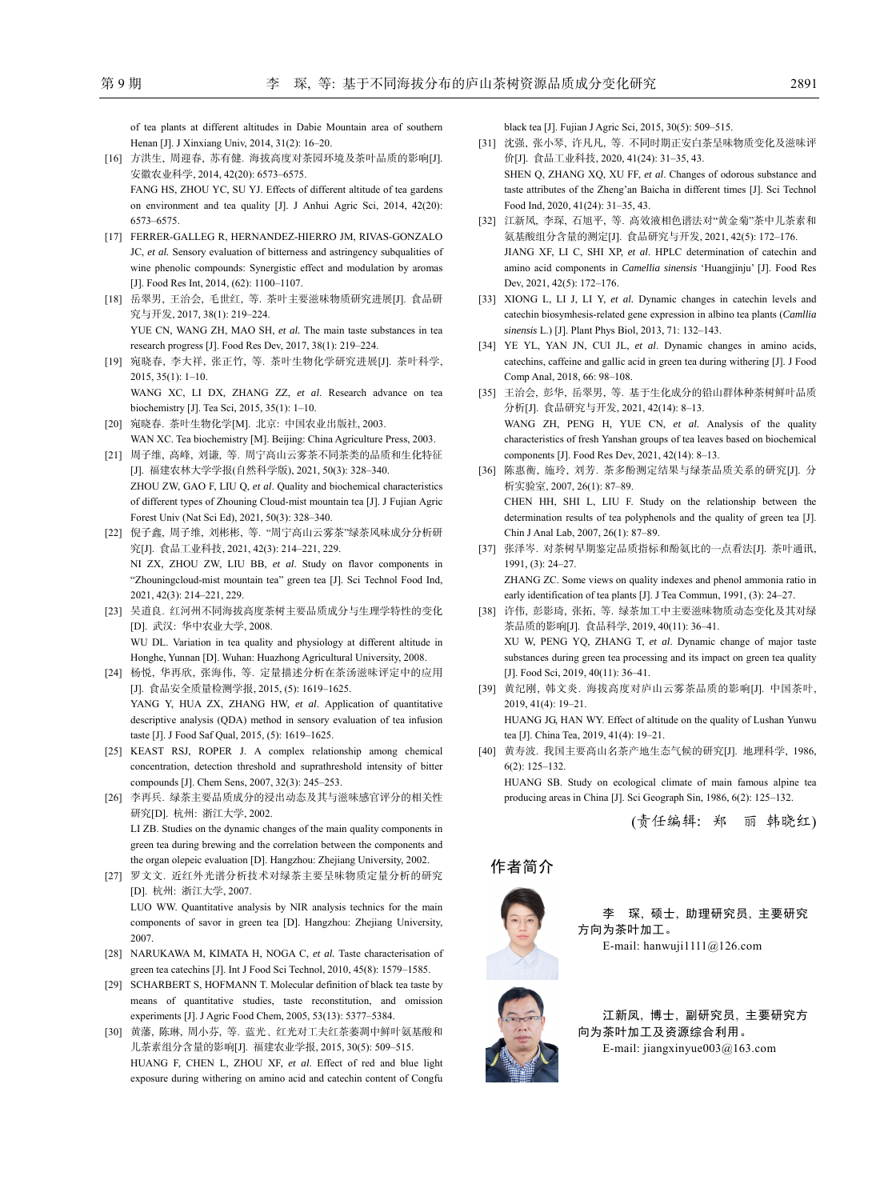of tea plants at different altitudes in Dabie Mountain area of southern Henan [J]. J Xinxiang Univ, 2014, 31(2): 16–20.

[16] 方洪生, 周迎春, 苏有健. 海拔高度对茶园环境及茶叶品质的影响[J]. 安徽农业科学, 2014, 42(20): 6573–6575.
FANG HS, ZHOU YC, SU YJ. Effects of different altitude of tea gardens on environment and tea quality [J]. J Anhui Agric Sci, 2014, 42(20): 6573–6575.

[17] FERRER-GALLEG R, HERNANDEZ-HIERRO JM, RIVAS-GONZALO JC, *et al.* Sensory evaluation of bitterness and astringency subqualities of wine phenolic compounds: Synergistic effect and modulation by aromas [J]. Food Res Int, 2014, (62): 1100–1107.

[18] 岳翠男, 王治会, 毛世红, 等. 茶叶主要滋味物质研究进展[J]. 食品研究与开发, 2017, 38(1): 219–224.
YUE CN, WANG ZH, MAO SH, *et al.* The main taste substances in tea research progress [J]. Food Res Dev, 2017, 38(1): 219–224.

[19] 宛晓春, 李大祥, 张正竹, 等. 茶叶生物化学研究进展[J]. 茶叶科学, 2015, 35(1): 1–10.
WANG XC, LI DX, ZHANG ZZ, *et al.* Research advance on tea biochemistry [J]. Tea Sci, 2015, 35(1): 1–10.

[20] 宛晓春. 茶叶生物化学[M]. 北京: 中国农业出版社, 2003.
WAN XC. Tea biochemistry [M]. Beijing: China Agriculture Press, 2003.

[21] 周子维, 高峰, 刘谦, 等. 周宁高山云雾茶不同茶类的品质和生化特征[J]. 福建农林大学学报(自然科学版), 2021, 50(3): 328–340.
ZHOU ZW, GAO F, LIU Q, *et al.* Quality and biochemical characteristics of different types of Zhouning Cloud-mist mountain tea [J]. J Fujian Agric Forest Univ (Nat Sci Ed), 2021, 50(3): 328–340.

[22] 倪子鑫, 周子维, 刘彬彬, 等. "周宁高山云雾茶"绿茶风味成分分析研究[J]. 食品工业科技, 2021, 42(3): 214–221, 229.
NI ZX, ZHOU ZW, LIU BB, *et al.* Study on flavor components in "Zhouningcloud-mist mountain tea" green tea [J]. Sci Technol Food Ind, 2021, 42(3): 214–221, 229.

[23] 吴道良. 红河州不同海拔高度茶树主要品质成分与生理学特性的变化[D]. 武汉: 华中农业大学, 2008.
WU DL. Variation in tea quality and physiology at different altitude in Honghe, Yunnan [D]. Wuhan: Huazhong Agricultural University, 2008.

[24] 杨悦, 华再欣, 张海伟, 等. 定量描述分析在茶汤滋味评定中的应用[J]. 食品安全质量检测学报, 2015, (5): 1619–1625.
YANG Y, HUA ZX, ZHANG HW, *et al.* Application of quantitative descriptive analysis (QDA) method in sensory evaluation of tea infusion taste [J]. J Food Saf Qual, 2015, (5): 1619–1625.

[25] KEAST RSJ, ROPER J. A complex relationship among chemical concentration, detection threshold and suprathreshold intensity of bitter compounds [J]. Chem Sens, 2007, 32(3): 245–253.

[26] 李再兵. 绿茶主要品质成分的浸出动态及其与滋味感官评分的相关性研究[D]. 杭州: 浙江大学, 2002.
LI ZB. Studies on the dynamic changes of the main quality components in green tea during brewing and the correlation between the components and the organ olepeic evaluation [D]. Hangzhou: Zhejiang University, 2002.

[27] 罗文文. 近红外光谱分析技术对绿茶主要呈味物质定量分析的研究[D]. 杭州: 浙江大学, 2007.
LUO WW. Quantitative analysis by NIR analysis technics for the main components of savor in green tea [D]. Hangzhou: Zhejiang University, 2007.

[28] NARUKAWA M, KIMATA H, NOGA C, *et al.* Taste characterisation of green tea catechins [J]. Int J Food Sci Technol, 2010, 45(8): 1579–1585.

[29] SCHARBERT S, HOFMANN T. Molecular definition of black tea taste by means of quantitative studies, taste reconstitution, and omission experiments [J]. J Agric Food Chem, 2005, 53(13): 5377–5384.

[30] 黄藩, 陈琳, 周小芬, 等. 蓝光、红光对工夫红茶萎凋中鲜叶氨基酸和儿茶素组分含量的影响[J]. 福建农业学报, 2015, 30(5): 509–515.
HUANG F, CHEN L, ZHOU XF, *et al.* Effect of red and blue light exposure during withering on amino acid and catechin content of Congfu black tea [J]. Fujian J Agric Sci, 2015, 30(5): 509–515.

[31] 沈强, 张小琴, 许凡凡, 等. 不同时期正安白茶呈味物质变化及滋味评价[J]. 食品工业科技, 2020, 41(24): 31–35, 43.
SHEN Q, ZHANG XQ, XU FF, *et al.* Changes of odorous substance and taste attributes of the Zheng'an Baicha in different times [J]. Sci Technol Food Ind, 2020, 41(24): 31–35, 43.

[32] 江新凤, 李琛, 石旭平, 等. 高效液相色谱法对"黄金菊"茶中儿茶素和氨基酸组分含量的测定[J]. 食品研究与开发, 2021, 42(5): 172–176.
JIANG XF, LI C, SHI XP, *et al.* HPLC determination of catechin and amino acid components in *Camellia sinensis* 'Huangjinju' [J]. Food Res Dev, 2021, 42(5): 172–176.

[33] XIONG L, LI J, LI Y, *et al.* Dynamic changes in catechin levels and catechin biosymhesis-related gene expression in albino tea plants (*Camllia sinensis* L.) [J]. Plant Phys Biol, 2013, 71: 132–143.

[34] YE YL, YAN JN, CUI JL, *et al.* Dynamic changes in amino acids, catechins, caffeine and gallic acid in green tea during withering [J]. J Food Comp Anal, 2018, 66: 98–108.

[35] 王治会, 彭华, 岳翠男, 等. 基于生化成分的铅山群体种茶树鲜叶品质分析[J]. 食品研究与开发, 2021, 42(14): 8–13.
WANG ZH, PENG H, YUE CN, *et al.* Analysis of the quality characteristics of fresh Yanshan groups of tea leaves based on biochemical components [J]. Food Res Dev, 2021, 42(14): 8–13.

[36] 陈惠衡, 施玲, 刘芳. 茶多酚测定结果与绿茶品质关系的研究[J]. 分析实验室, 2007, 26(1): 87–89.
CHEN HH, SHI L, LIU F. Study on the relationship between the determination results of tea polyphenols and the quality of green tea [J]. Chin J Anal Lab, 2007, 26(1): 87–89.

[37] 张泽岑. 对茶树早期鉴定品质指标和酚氨比的一点看法[J]. 茶叶通讯, 1991, (3): 24–27.
ZHANG ZC. Some views on quality indexes and phenol ammonia ratio in early identification of tea plants [J]. J Tea Commun, 1991, (3): 24–27.

[38] 许伟, 彭影琦, 张拓, 等. 绿茶加工中主要滋味物质动态变化及其对绿茶品质的影响[J]. 食品科学, 2019, 40(11): 36–41.
XU W, PENG YQ, ZHANG T, *et al.* Dynamic change of major taste substances during green tea processing and its impact on green tea quality [J]. Food Sci, 2019, 40(11): 36–41.

[39] 黄纪刚, 韩文炎. 海拔高度对庐山云雾茶品质的影响[J]. 中国茶叶, 2019, 41(4): 19–21.
HUANG JG, HAN WY. Effect of altitude on the quality of Lushan Yunwu tea [J]. China Tea, 2019, 41(4): 19–21.

[40] 黄寿波. 我国主要高山名茶产地生态气候的研究[J]. 地理科学, 1986, 6(2): 125–132.
HUANG SB. Study on ecological climate of main famous alpine tea producing areas in China [J]. Sci Geograph Sin, 1986, 6(2): 125–132.

(责任编辑: 郑　丽 韩晓红)

## 作者简介

李　琛, 硕士, 助理研究员, 主要研究方向为茶叶加工。
E-mail: hanwuji1111@126.com

江新凤, 博士, 副研究员, 主要研究方向为茶叶加工及资源综合利用。
E-mail: jiangxinyue003@163.com